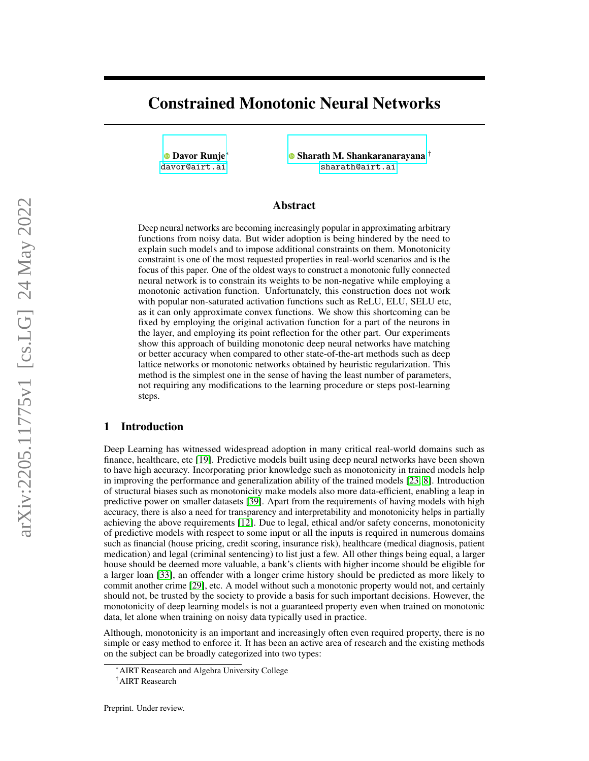# Constrained Monotonic Neural Networks

**Davor Runje**[*]
davor@airt.ai

**Sharath M. Shankaranarayana**[†]
sharath@airt.ai

## Abstract

Deep neural networks are becoming increasingly popular in approximating arbitrary functions from noisy data. But wider adoption is being hindered by the need to explain such models and to impose additional constraints on them. Monotonicity constraint is one of the most requested properties in real-world scenarios and is the focus of this paper. One of the oldest ways to construct a monotonic fully connected neural network is to constrain its weights to be non-negative while employing a monotonic activation function. Unfortunately, this construction does not work with popular non-saturated activation functions such as ReLU, ELU, SELU etc, as it can only approximate convex functions. We show this shortcoming can be fixed by employing the original activation function for a part of the neurons in the layer, and employing its point reflection for the other part. Our experiments show this approach of building monotonic deep neural networks have matching or better accuracy when compared to other state-of-the-art methods such as deep lattice networks or monotonic networks obtained by heuristic regularization. This method is the simplest one in the sense of having the least number of parameters, not requiring any modifications to the learning procedure or steps post-learning steps.

## 1 Introduction

Deep Learning has witnessed widespread adoption in many critical real-world domains such as finance, healthcare, etc [19]. Predictive models built using deep neural networks have been shown to have high accuracy. Incorporating prior knowledge such as monotonicity in trained models help in improving the performance and generalization ability of the trained models [23, 8]. Introduction of structural biases such as monotonicity make models also more data-efficient, enabling a leap in predictive power on smaller datasets [39]. Apart from the requirements of having models with high accuracy, there is also a need for transparency and interpretability and monotonicity helps in partially achieving the above requirements [12]. Due to legal, ethical and/or safety concerns, monotonicity of predictive models with respect to some input or all the inputs is required in numerous domains such as financial (house pricing, credit scoring, insurance risk), healthcare (medical diagnosis, patient medication) and legal (criminal sentencing) to list just a few. All other things being equal, a larger house should be deemed more valuable, a bank's clients with higher income should be eligible for a larger loan [33], an offender with a longer crime history should be predicted as more likely to commit another crime [29], etc. A model without such a monotonic property would not, and certainly should not, be trusted by the society to provide a basis for such important decisions. However, the monotonicity of deep learning models is not a guaranteed property even when trained on monotonic data, let alone when training on noisy data typically used in practice.

Although, monotonicity is an important and increasingly often even required property, there is no simple or easy method to enforce it. It has been an active area of research and the existing methods on the subject can be broadly categorized into two types:

[*] AIRT Reasearch and Algebra University College

[†] AIRT Reasearch

Preprint. Under review.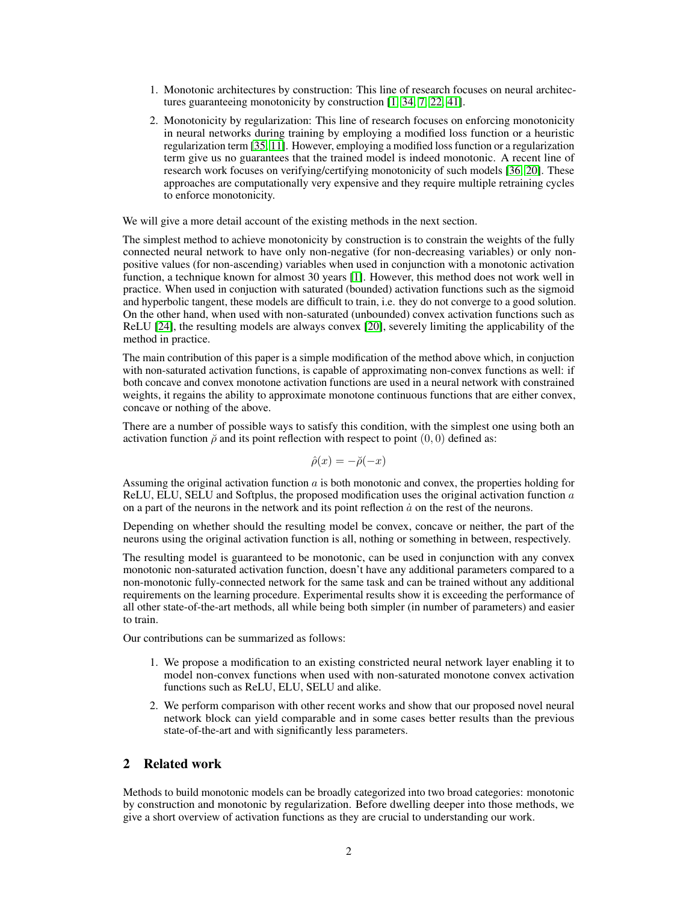1. Monotonic architectures by construction: This line of research focuses on neural architectures guaranteeing monotonicity by construction [1, 34, 7, 22, 41].
2. Monotonicity by regularization: This line of research focuses on enforcing monotonicity in neural networks during training by employing a modified loss function or a heuristic regularization term [35, 11]. However, employing a modified loss function or a regularization term give us no guarantees that the trained model is indeed monotonic. A recent line of research work focuses on verifying/certifying monotonicity of such models [36, 20]. These approaches are computationally very expensive and they require multiple retraining cycles to enforce monotonicity.

We will give a more detail account of the existing methods in the next section.

The simplest method to achieve monotonicity by construction is to constrain the weights of the fully connected neural network to have only non-negative (for non-decreasing variables) or only non-positive values (for non-ascending) variables when used in conjunction with a monotonic activation function, a technique known for almost 30 years [1]. However, this method does not work well in practice. When used in conjuction with saturated (bounded) activation functions such as the sigmoid and hyperbolic tangent, these models are difficult to train, i.e. they do not converge to a good solution. On the other hand, when used with non-saturated (unbounded) convex activation functions such as ReLU [24], the resulting models are always convex [20], severely limiting the applicability of the method in practice.

The main contribution of this paper is a simple modification of the method above which, in conjuction with non-saturated activation functions, is capable of approximating non-convex functions as well: if both concave and convex monotone activation functions are used in a neural network with constrained weights, it regains the ability to approximate monotone continuous functions that are either convex, concave or nothing of the above.

There are a number of possible ways to satisfy this condition, with the simplest one using both an activation function $\breve{\rho}$ and its point reflection with respect to point $(0, 0)$ defined as:

$$\hat{\rho}(x) = -\breve{\rho}(-x)$$

Assuming the original activation function $a$ is both monotonic and convex, the properties holding for ReLU, ELU, SELU and Softplus, the proposed modification uses the original activation function $a$ on a part of the neurons in the network and its point reflection $\dot{a}$ on the rest of the neurons.

Depending on whether should the resulting model be convex, concave or neither, the part of the neurons using the original activation function is all, nothing or something in between, respectively.

The resulting model is guaranteed to be monotonic, can be used in conjunction with any convex monotonic non-saturated activation function, doesn't have any additional parameters compared to a non-monotonic fully-connected network for the same task and can be trained without any additional requirements on the learning procedure. Experimental results show it is exceeding the performance of all other state-of-the-art methods, all while being both simpler (in number of parameters) and easier to train.

Our contributions can be summarized as follows:

1. We propose a modification to an existing constricted neural network layer enabling it to model non-convex functions when used with non-saturated monotone convex activation functions such as ReLU, ELU, SELU and alike.
2. We perform comparison with other recent works and show that our proposed novel neural network block can yield comparable and in some cases better results than the previous state-of-the-art and with significantly less parameters.

## 2 Related work

Methods to build monotonic models can be broadly categorized into two broad categories: monotonic by construction and monotonic by regularization. Before dwelling deeper into those methods, we give a short overview of activation functions as they are crucial to understanding our work.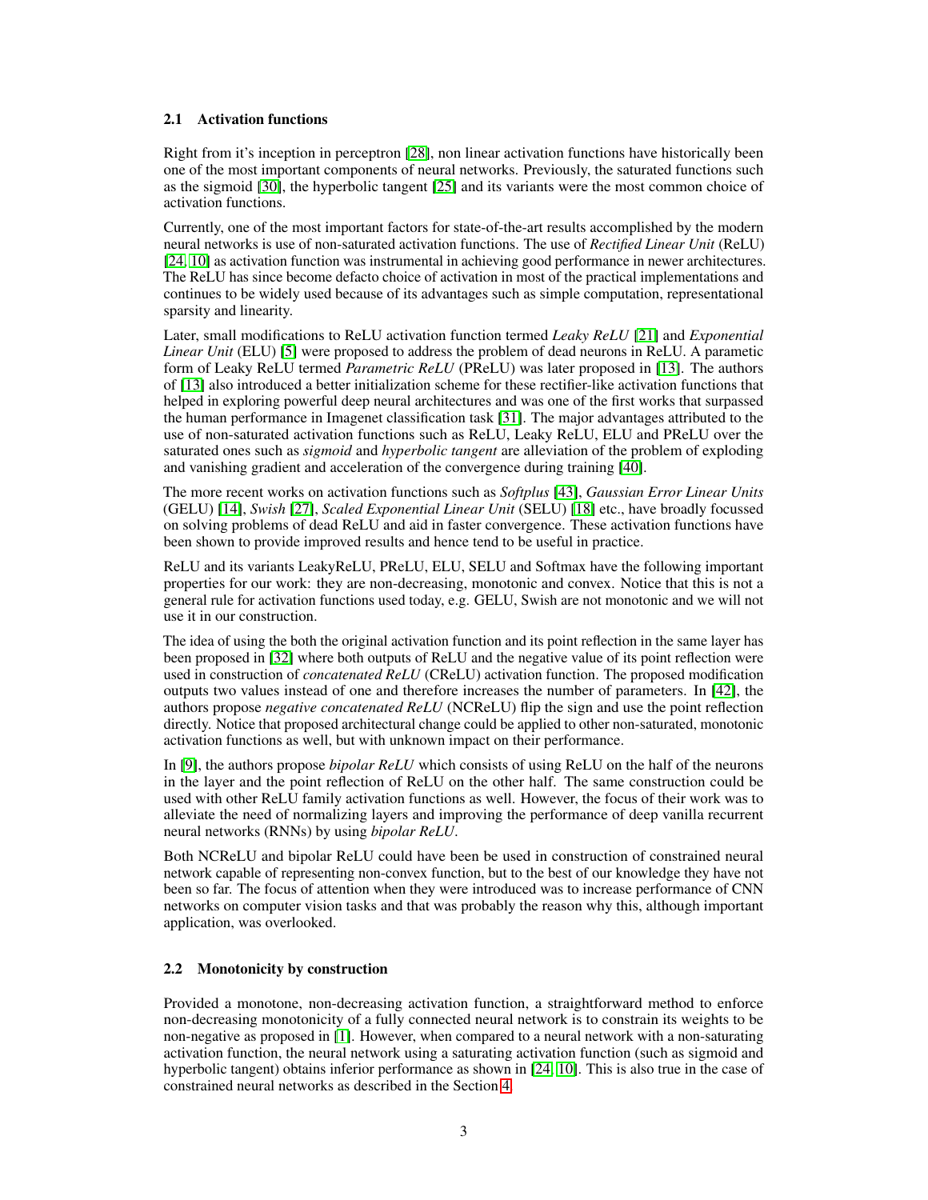### 2.1 Activation functions

Right from it's inception in perceptron [28], non linear activation functions have historically been one of the most important components of neural networks. Previously, the saturated functions such as the sigmoid [30], the hyperbolic tangent [25] and its variants were the most common choice of activation functions.

Currently, one of the most important factors for state-of-the-art results accomplished by the modern neural networks is use of non-saturated activation functions. The use of *Rectified Linear Unit* (ReLU) [24, 10] as activation function was instrumental in achieving good performance in newer architectures. The ReLU has since become defacto choice of activation in most of the practical implementations and continues to be widely used because of its advantages such as simple computation, representational sparsity and linearity.

Later, small modifications to ReLU activation function termed *Leaky ReLU* [21] and *Exponential Linear Unit* (ELU) [5] were proposed to address the problem of dead neurons in ReLU. A parametic form of Leaky ReLU termed *Parametric ReLU* (PReLU) was later proposed in [13]. The authors of [13] also introduced a better initialization scheme for these rectifier-like activation functions that helped in exploring powerful deep neural architectures and was one of the first works that surpassed the human performance in Imagenet classification task [31]. The major advantages attributed to the use of non-saturated activation functions such as ReLU, Leaky ReLU, ELU and PReLU over the saturated ones such as *sigmoid* and *hyperbolic tangent* are alleviation of the problem of exploding and vanishing gradient and acceleration of the convergence during training [40].

The more recent works on activation functions such as *Softplus* [43], *Gaussian Error Linear Units* (GELU) [14], *Swish* [27], *Scaled Exponential Linear Unit* (SELU) [18] etc., have broadly focussed on solving problems of dead ReLU and aid in faster convergence. These activation functions have been shown to provide improved results and hence tend to be useful in practice.

ReLU and its variants LeakyReLU, PReLU, ELU, SELU and Softmax have the following important properties for our work: they are non-decreasing, monotonic and convex. Notice that this is not a general rule for activation functions used today, e.g. GELU, Swish are not monotonic and we will not use it in our construction.

The idea of using the both the original activation function and its point reflection in the same layer has been proposed in [32] where both outputs of ReLU and the negative value of its point reflection were used in construction of *concatenated ReLU* (CReLU) activation function. The proposed modification outputs two values instead of one and therefore increases the number of parameters. In [42], the authors propose *negative concatenated ReLU* (NCReLU) flip the sign and use the point reflection directly. Notice that proposed architectural change could be applied to other non-saturated, monotonic activation functions as well, but with unknown impact on their performance.

In [9], the authors propose *bipolar ReLU* which consists of using ReLU on the half of the neurons in the layer and the point reflection of ReLU on the other half. The same construction could be used with other ReLU family activation functions as well. However, the focus of their work was to alleviate the need of normalizing layers and improving the performance of deep vanilla recurrent neural networks (RNNs) by using *bipolar ReLU*.

Both NCReLU and bipolar ReLU could have been be used in construction of constrained neural network capable of representing non-convex function, but to the best of our knowledge they have not been so far. The focus of attention when they were introduced was to increase performance of CNN networks on computer vision tasks and that was probably the reason why this, although important application, was overlooked.

### 2.2 Monotonicity by construction

Provided a monotone, non-decreasing activation function, a straightforward method to enforce non-decreasing monotonicity of a fully connected neural network is to constrain its weights to be non-negative as proposed in [1]. However, when compared to a neural network with a non-saturating activation function, the neural network using a saturating activation function (such as sigmoid and hyperbolic tangent) obtains inferior performance as shown in [24, 10]. This is also true in the case of constrained neural networks as described in the Section 4.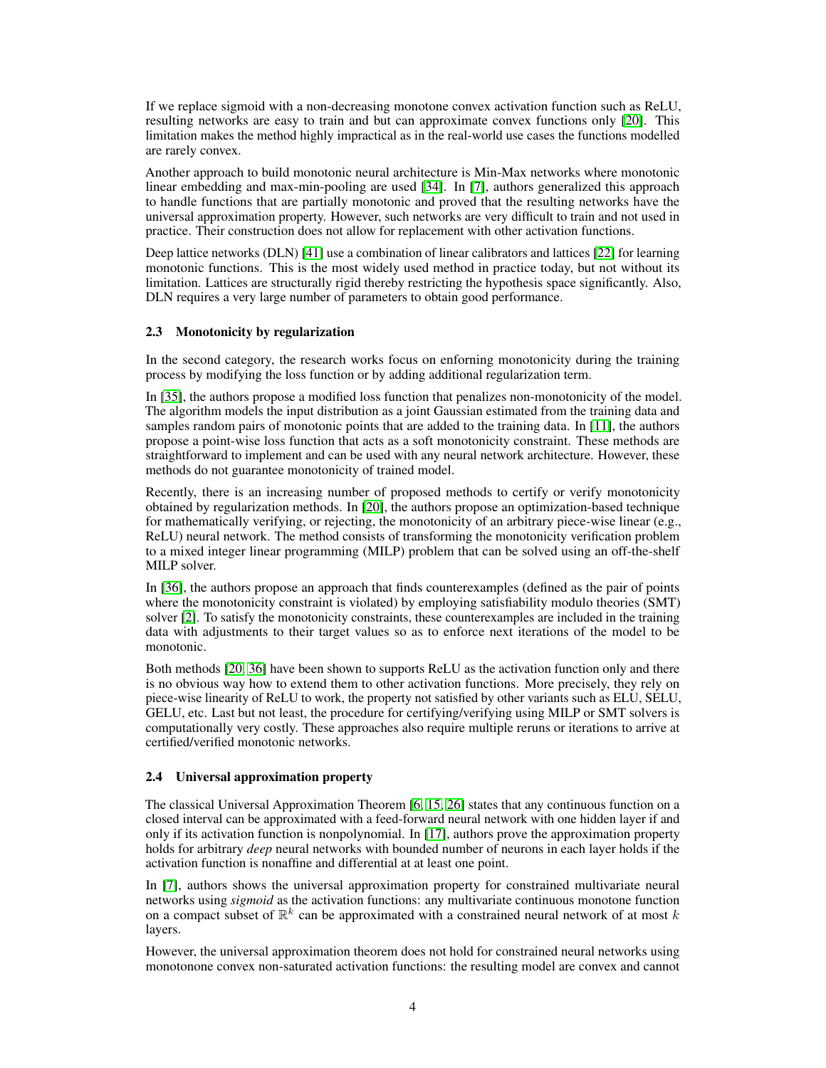If we replace sigmoid with a non-decreasing monotone convex activation function such as ReLU, resulting networks are easy to train and but can approximate convex functions only [20]. This limitation makes the method highly impractical as in the real-world use cases the functions modelled are rarely convex.

Another approach to build monotonic neural architecture is Min-Max networks where monotonic linear embedding and max-min-pooling are used [34]. In [7], authors generalized this approach to handle functions that are partially monotonic and proved that the resulting networks have the universal approximation property. However, such networks are very difficult to train and not used in practice. Their construction does not allow for replacement with other activation functions.

Deep lattice networks (DLN) [41] use a combination of linear calibrators and lattices [22] for learning monotonic functions. This is the most widely used method in practice today, but not without its limitation. Lattices are structurally rigid thereby restricting the hypothesis space significantly. Also, DLN requires a very large number of parameters to obtain good performance.

### 2.3 Monotonicity by regularization

In the second category, the research works focus on enforning monotonicity during the training process by modifying the loss function or by adding additional regularization term.

In [35], the authors propose a modified loss function that penalizes non-monotonicity of the model. The algorithm models the input distribution as a joint Gaussian estimated from the training data and samples random pairs of monotonic points that are added to the training data. In [11], the authors propose a point-wise loss function that acts as a soft monotonicity constraint. These methods are straightforward to implement and can be used with any neural network architecture. However, these methods do not guarantee monotonicity of trained model.

Recently, there is an increasing number of proposed methods to certify or verify monotonicity obtained by regularization methods. In [20], the authors propose an optimization-based technique for mathematically verifying, or rejecting, the monotonicity of an arbitrary piece-wise linear (e.g., ReLU) neural network. The method consists of transforming the monotonicity verification problem to a mixed integer linear programming (MILP) problem that can be solved using an off-the-shelf MILP solver.

In [36], the authors propose an approach that finds counterexamples (defined as the pair of points where the monotonicity constraint is violated) by employing satisfiability modulo theories (SMT) solver [2]. To satisfy the monotonicity constraints, these counterexamples are included in the training data with adjustments to their target values so as to enforce next iterations of the model to be monotonic.

Both methods [20, 36] have been shown to supports ReLU as the activation function only and there is no obvious way how to extend them to other activation functions. More precisely, they rely on piece-wise linearity of ReLU to work, the property not satisfied by other variants such as ELU, SELU, GELU, etc. Last but not least, the procedure for certifying/verifying using MILP or SMT solvers is computationally very costly. These approaches also require multiple reruns or iterations to arrive at certified/verified monotonic networks.

### 2.4 Universal approximation property

The classical Universal Approximation Theorem [6, 15, 26] states that any continuous function on a closed interval can be approximated with a feed-forward neural network with one hidden layer if and only if its activation function is nonpolynomial. In [17], authors prove the approximation property holds for arbitrary *deep* neural networks with bounded number of neurons in each layer holds if the activation function is nonaffine and differential at at least one point.

In [7], authors shows the universal approximation property for constrained multivariate neural networks using *sigmoid* as the activation functions: any multivariate continuous monotone function on a compact subset of $\mathbb{R}^k$ can be approximated with a constrained neural network of at most $k$ layers.

However, the universal approximation theorem does not hold for constrained neural networks using monotonone convex non-saturated activation functions: the resulting model are convex and cannot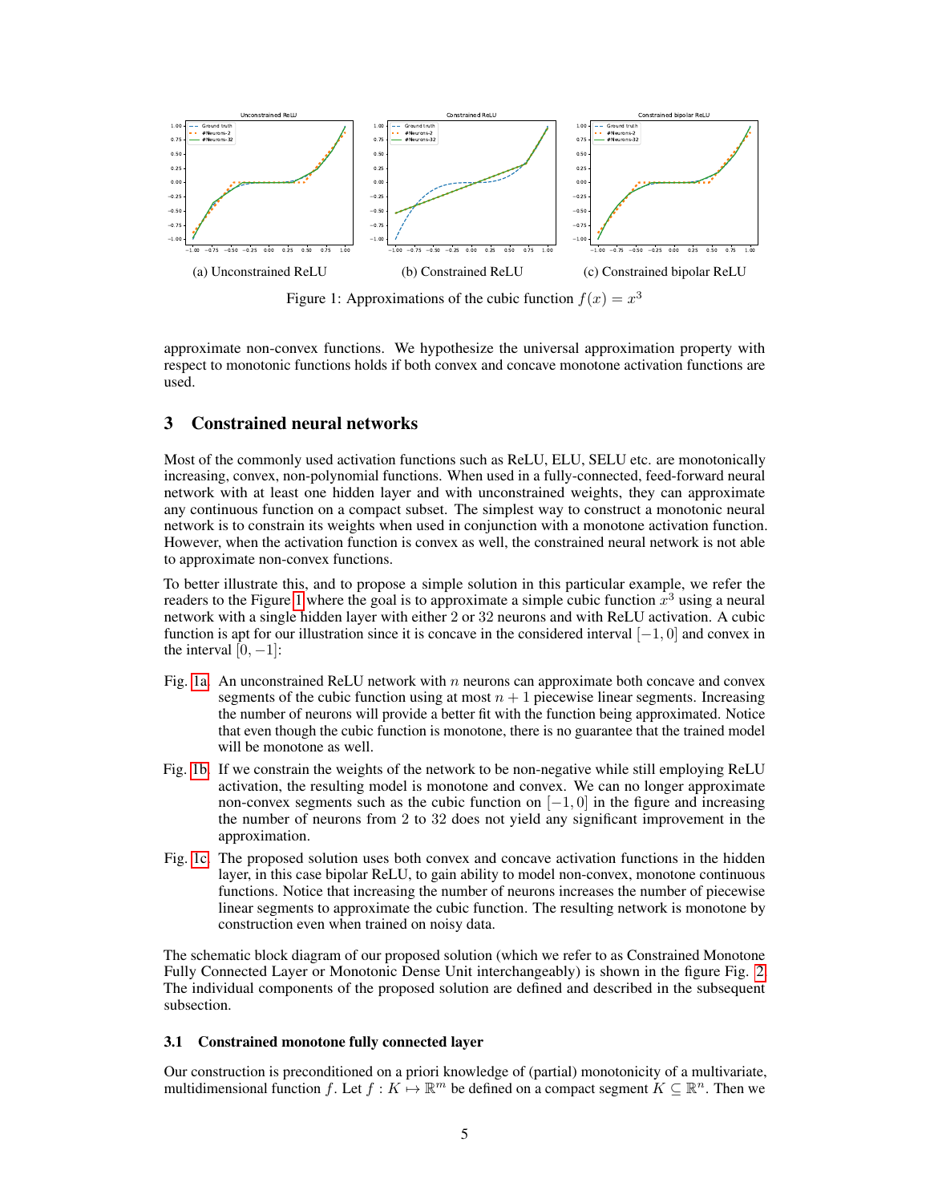(a) Unconstrained ReLU

(b) Constrained ReLU

(c) Constrained bipolar ReLU

Figure 1: Approximations of the cubic function $f(x) = x^3$

approximate non-convex functions. We hypothesize the universal approximation property with respect to monotonic functions holds if both convex and concave monotone activation functions are used.

## 3 Constrained neural networks

Most of the commonly used activation functions such as ReLU, ELU, SELU etc. are monotonically increasing, convex, non-polynomial functions. When used in a fully-connected, feed-forward neural network with at least one hidden layer and with unconstrained weights, they can approximate any continuous function on a compact subset. The simplest way to construct a monotonic neural network is to constrain its weights when used in conjunction with a monotone activation function. However, when the activation function is convex as well, the constrained neural network is not able to approximate non-convex functions.

To better illustrate this, and to propose a simple solution in this particular example, we refer the readers to the Figure 1 where the goal is to approximate a simple cubic function $x^3$ using a neural network with a single hidden layer with either 2 or 32 neurons and with ReLU activation. A cubic function is apt for our illustration since it is concave in the considered interval $[-1, 0]$ and convex in the interval $[0, -1]$:

- Fig. 1a An unconstrained ReLU network with $n$ neurons can approximate both concave and convex segments of the cubic function using at most $n + 1$ piecewise linear segments. Increasing the number of neurons will provide a better fit with the function being approximated. Notice that even though the cubic function is monotone, there is no guarantee that the trained model will be monotone as well.
- Fig. 1b If we constrain the weights of the network to be non-negative while still employing ReLU activation, the resulting model is monotone and convex. We can no longer approximate non-convex segments such as the cubic function on $[-1, 0]$ in the figure and increasing the number of neurons from 2 to 32 does not yield any significant improvement in the approximation.
- Fig. 1c The proposed solution uses both convex and concave activation functions in the hidden layer, in this case bipolar ReLU, to gain ability to model non-convex, monotone continuous functions. Notice that increasing the number of neurons increases the number of piecewise linear segments to approximate the cubic function. The resulting network is monotone by construction even when trained on noisy data.

The schematic block diagram of our proposed solution (which we refer to as Constrained Monotone Fully Connected Layer or Monotonic Dense Unit interchangeably) is shown in the figure Fig. 2. The individual components of the proposed solution are defined and described in the subsequent subsection.

### 3.1 Constrained monotone fully connected layer

Our construction is preconditioned on a priori knowledge of (partial) monotonicity of a multivariate, multidimensional function $f$. Let $f : K \mapsto \mathbb{R}^m$ be defined on a compact segment $K \subseteq \mathbb{R}^n$. Then we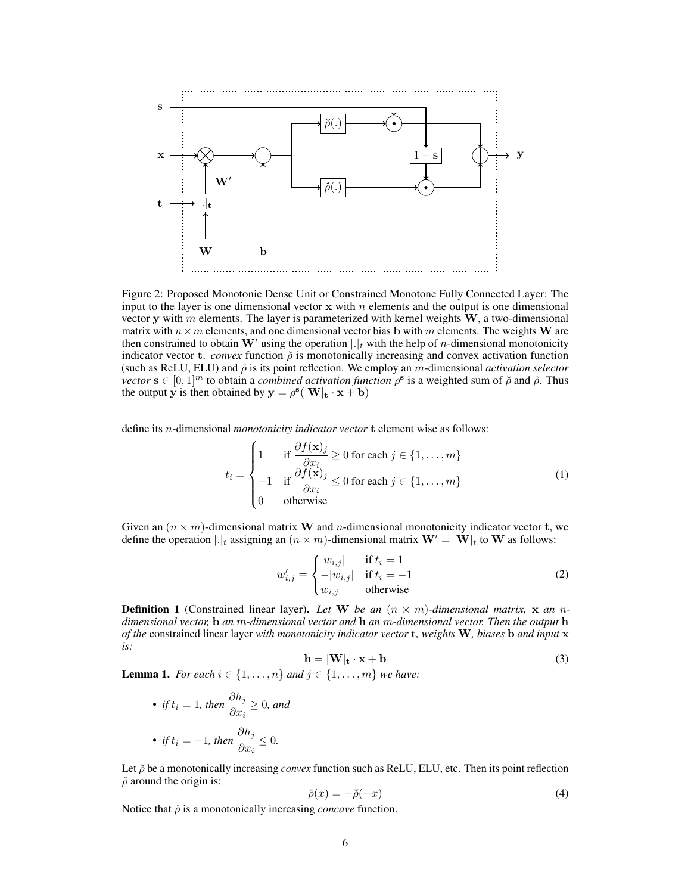Figure 2: Proposed Monotonic Dense Unit or Constrained Monotone Fully Connected Layer: The input to the layer is one dimensional vector $\mathbf{x}$ with $n$ elements and the output is one dimensional vector $\mathbf{y}$ with $m$ elements. The layer is parameterized with kernel weights $\mathbf{W}$, a two-dimensional matrix with $n \times m$ elements, and one dimensional vector bias $\mathbf{b}$ with $m$ elements. The weights $\mathbf{W}$ are then constrained to obtain $\mathbf{W}'$ using the operation $|.|_t$ with the help of $n$-dimensional monotonicity indicator vector $\mathbf{t}$. *convex* function $\breve{\rho}$ is monotonically increasing and convex activation function (such as ReLU, ELU) and $\hat{\rho}$ is its point reflection. We employ an $m$-dimensional *activation selector vector* $\mathbf{s} \in [0,1]^m$ to obtain a *combined activation function* $\rho^{\mathbf{s}}$ is a weighted sum of $\breve{\rho}$ and $\hat{\rho}$. Thus the output $\mathbf{y}$ is then obtained by $\mathbf{y} = \rho^{\mathbf{s}}(|\mathbf{W}|_{\mathbf{t}} \cdot \mathbf{x} + \mathbf{b})$

define its $n$-dimensional *monotonicity indicator vector* $\mathbf{t}$ element wise as follows:

$$t_i = \begin{cases} 1 & \text{if } \dfrac{\partial f(\mathbf{x})_j}{\partial x_i} \geq 0 \text{ for each } j \in \{1, \ldots, m\} \\ -1 & \text{if } \dfrac{\partial f(\mathbf{x})_j}{\partial x_i} \leq 0 \text{ for each } j \in \{1, \ldots, m\} \\ 0 & \text{otherwise} \end{cases} \tag{1}$$

Given an $(n \times m)$-dimensional matrix $\mathbf{W}$ and $n$-dimensional monotonicity indicator vector $\mathbf{t}$, we define the operation $|.|_t$ assigning an $(n \times m)$-dimensional matrix $\mathbf{W}' = |\mathbf{W}|_t$ to $\mathbf{W}$ as follows:

$$w'_{i,j} = \begin{cases} |w_{i,j}| & \text{if } t_i = 1 \\ -|w_{i,j}| & \text{if } t_i = -1 \\ w_{i,j} & \text{otherwise} \end{cases} \tag{2}$$

**Definition 1** (Constrained linear layer). *Let* $\mathbf{W}$ *be an* $(n \times m)$*-dimensional matrix,* $\mathbf{x}$ *an* $n$*-dimensional vector,* $\mathbf{b}$ *an* $m$*-dimensional vector and* $\mathbf{h}$ *an* $m$*-dimensional vector. Then the output* $\mathbf{h}$ *of the* constrained linear layer *with monotonicity indicator vector* $\mathbf{t}$*, weights* $\mathbf{W}$*, biases* $\mathbf{b}$ *and input* $\mathbf{x}$ *is:*

$$\mathbf{h} = |\mathbf{W}|_{\mathbf{t}} \cdot \mathbf{x} + \mathbf{b} \tag{3}$$

**Lemma 1.** *For each* $i \in \{1, \ldots, n\}$ *and* $j \in \{1, \ldots, m\}$ *we have:*

- *if* $t_i = 1$*, then* $\dfrac{\partial h_j}{\partial x_i} \geq 0$*, and*
- *if* $t_i = -1$*, then* $\dfrac{\partial h_j}{\partial x_i} \leq 0$*.*

Let $\breve{\rho}$ be a monotonically increasing *convex* function such as ReLU, ELU, etc. Then its point reflection $\hat{\rho}$ around the origin is:

$$\hat{\rho}(x) = -\breve{\rho}(-x) \tag{4}$$

Notice that $\hat{\rho}$ is a monotonically increasing *concave* function.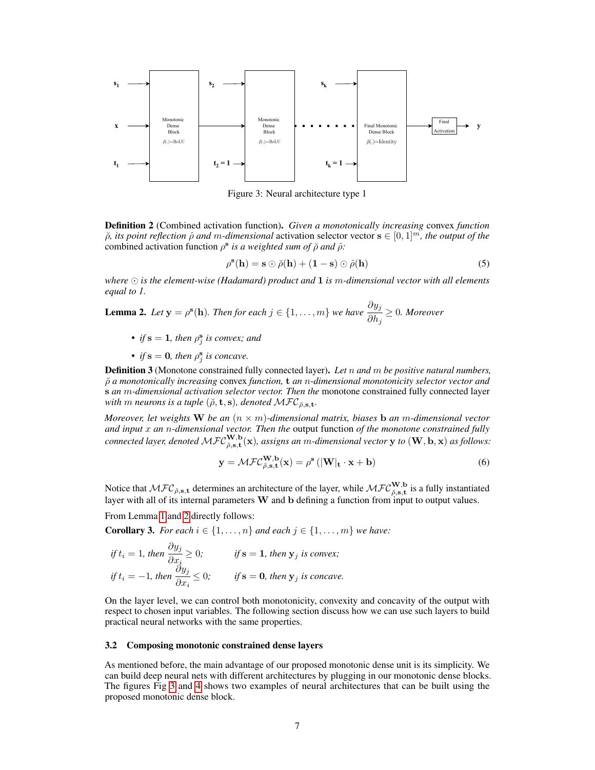Figure 3: Neural architecture type 1

**Definition 2** (Combined activation function). *Given a monotonically increasing* convex *function* $\breve{\rho}$*, its point reflection* $\hat{\rho}$ *and* $m$*-dimensional* activation selector vector $\mathbf{s} \in [0, 1]^m$*, the output of the* combined activation function $\rho^{\mathbf{s}}$ *is a weighted sum of* $\breve{\rho}$ *and* $\hat{\rho}$*:*

$$\rho^{\mathbf{s}}(\mathbf{h}) = \mathbf{s} \odot \breve{\rho}(\mathbf{h}) + (\mathbf{1} - \mathbf{s}) \odot \hat{\rho}(\mathbf{h}) \tag{5}$$

*where* $\odot$ *is the element-wise (Hadamard) product and* $\mathbf{1}$ *is* $m$*-dimensional vector with all elements equal to 1.*

**Lemma 2.** *Let* $\mathbf{y} = \rho^{\mathbf{s}}(\mathbf{h})$*. Then for each* $j \in \{1, \ldots, m\}$ *we have* $\dfrac{\partial y_j}{\partial h_j} \geq 0$*. Moreover*

- *if* $\mathbf{s} = \mathbf{1}$*, then* $\rho_j^{\mathbf{s}}$ *is convex; and*
- *if* $\mathbf{s} = \mathbf{0}$*, then* $\rho_j^{\mathbf{s}}$ *is concave.*

**Definition 3** (Monotone constrained fully connected layer). *Let* $n$ *and* $m$ *be positive natural numbers,* $\breve{\rho}$ *a monotonically increasing* convex *function,* $\mathbf{t}$ *an* $n$*-dimensional monotonicity selector vector and* $\mathbf{s}$ *an* $m$*-dimensional activation selector vector. Then the* monotone constrained fully connected layer *with* $m$ *neurons is a tuple* $(\breve{\rho}, \mathbf{t}, \mathbf{s})$*, denoted* $\mathcal{MFC}_{\breve{\rho},\mathbf{s},\mathbf{t}}$*.*

*Moreover, let weights* $\mathbf{W}$ *be an* $(n \times m)$*-dimensional matrix, biases* $\mathbf{b}$ *an* $m$*-dimensional vector and input* $x$ *an* $n$*-dimensional vector. Then the* output function *of the monotone constrained fully connected layer, denoted* $\mathcal{MFC}_{\breve{\rho},\mathbf{s},\mathbf{t}}^{\mathbf{W},\mathbf{b}}(\mathbf{x})$*, assigns an* $m$*-dimensional vector* $\mathbf{y}$ *to* $(\mathbf{W}, \mathbf{b}, \mathbf{x})$ *as follows:*

$$\mathbf{y} = \mathcal{MFC}_{\breve{\rho},\mathbf{s},\mathbf{t}}^{\mathbf{W},\mathbf{b}}(\mathbf{x}) = \rho^{\mathbf{s}}\left(|\mathbf{W}|_{\mathbf{t}} \cdot \mathbf{x} + \mathbf{b}\right) \tag{6}$$

Notice that $\mathcal{MFC}_{\breve{\rho},\mathbf{s},\mathbf{t}}$ determines an architecture of the layer, while $\mathcal{MFC}_{\breve{\rho},\mathbf{s},\mathbf{t}}^{\mathbf{W},\mathbf{b}}$ is a fully instantiated layer with all of its internal parameters $\mathbf{W}$ and $\mathbf{b}$ defining a function from input to output values.

From Lemma 1 and 2 directly follows:

**Corollary 3.** *For each* $i \in \{1, \ldots, n\}$ *and each* $j \in \{1, \ldots, m\}$ *we have:*

*if* $t_i = 1$*, then* $\dfrac{\partial y_j}{\partial x_i} \geq 0$*;* *if* $\mathbf{s} = \mathbf{1}$*, then* $\mathbf{y}_j$ *is convex;*

*if* $t_i = -1$*, then* $\dfrac{\partial y_j}{\partial x_i} \leq 0$*;* *if* $\mathbf{s} = \mathbf{0}$*, then* $\mathbf{y}_j$ *is concave.*

On the layer level, we can control both monotonicity, convexity and concavity of the output with respect to chosen input variables. The following section discuss how we can use such layers to build practical neural networks with the same properties.

### 3.2 Composing monotonic constrained dense layers

As mentioned before, the main advantage of our proposed monotonic dense unit is its simplicity. We can build deep neural nets with different architectures by plugging in our monotonic dense blocks. The figures Fig 3 and 4 shows two examples of neural architectures that can be built using the proposed monotonic dense block.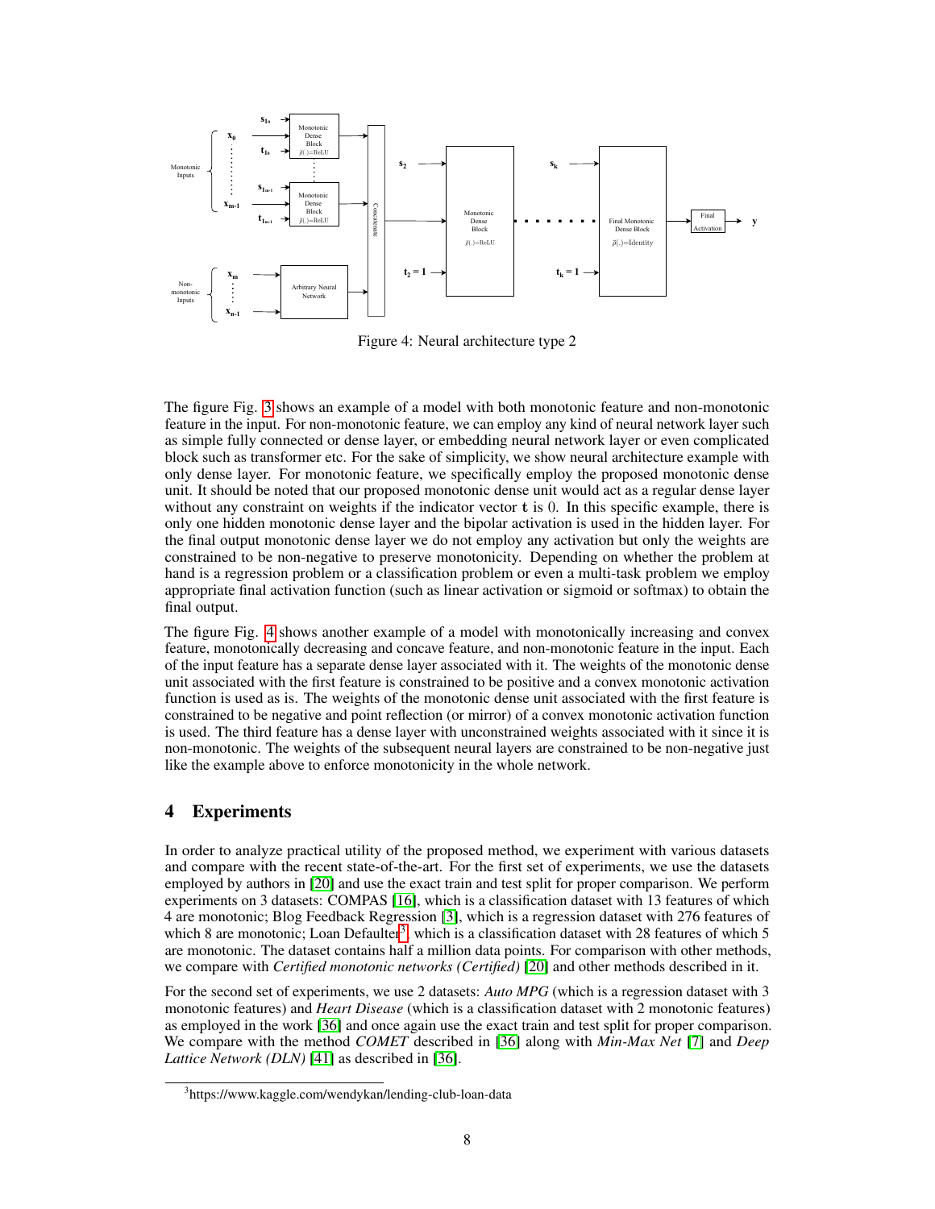Figure 4: Neural architecture type 2

The figure Fig. 3 shows an example of a model with both monotonic feature and non-monotonic feature in the input. For non-monotonic feature, we can employ any kind of neural network layer such as simple fully connected or dense layer, or embedding neural network layer or even complicated block such as transformer etc. For the sake of simplicity, we show neural architecture example with only dense layer. For monotonic feature, we specifically employ the proposed monotonic dense unit. It should be noted that our proposed monotonic dense unit would act as a regular dense layer without any constraint on weights if the indicator vector $\mathbf{t}$ is 0. In this specific example, there is only one hidden monotonic dense layer and the bipolar activation is used in the hidden layer. For the final output monotonic dense layer we do not employ any activation but only the weights are constrained to be non-negative to preserve monotonicity. Depending on whether the problem at hand is a regression problem or a classification problem or even a multi-task problem we employ appropriate final activation function (such as linear activation or sigmoid or softmax) to obtain the final output.

The figure Fig. 4 shows another example of a model with monotonically increasing and convex feature, monotonically decreasing and concave feature, and non-monotonic feature in the input. Each of the input feature has a separate dense layer associated with it. The weights of the monotonic dense unit associated with the first feature is constrained to be positive and a convex monotonic activation function is used as is. The weights of the monotonic dense unit associated with the first feature is constrained to be negative and point reflection (or mirror) of a convex monotonic activation function is used. The third feature has a dense layer with unconstrained weights associated with it since it is non-monotonic. The weights of the subsequent neural layers are constrained to be non-negative just like the example above to enforce monotonicity in the whole network.

## 4 Experiments

In order to analyze practical utility of the proposed method, we experiment with various datasets and compare with the recent state-of-the-art. For the first set of experiments, we use the datasets employed by authors in [20] and use the exact train and test split for proper comparison. We perform experiments on 3 datasets: COMPAS [16], which is a classification dataset with 13 features of which 4 are monotonic; Blog Feedback Regression [3], which is a regression dataset with 276 features of which 8 are monotonic; Loan Defaulter[3], which is a classification dataset with 28 features of which 5 are monotonic. The dataset contains half a million data points. For comparison with other methods, we compare with *Certified monotonic networks (Certified)* [20] and other methods described in it.

For the second set of experiments, we use 2 datasets: *Auto MPG* (which is a regression dataset with 3 monotonic features) and *Heart Disease* (which is a classification dataset with 2 monotonic features) as employed in the work [36] and once again use the exact train and test split for proper comparison. We compare with the method *COMET* described in [36] along with *Min-Max Net* [7] and *Deep Lattice Network (DLN)* [41] as described in [36].

[3]https://www.kaggle.com/wendykan/lending-club-loan-data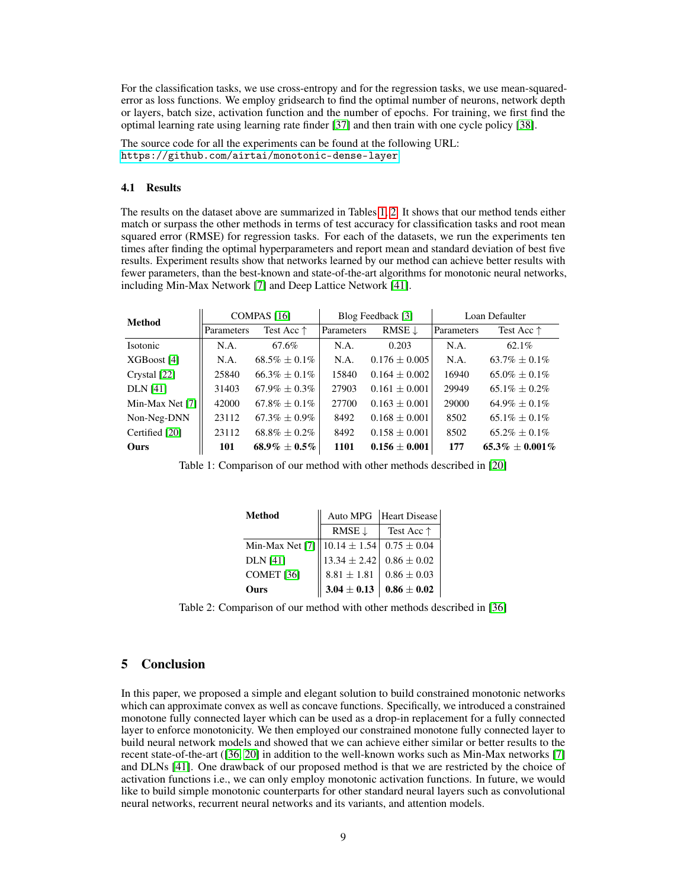For the classification tasks, we use cross-entropy and for the regression tasks, we use mean-squared-error as loss functions. We employ gridsearch to find the optimal number of neurons, network depth or layers, batch size, activation function and the number of epochs. For training, we first find the optimal learning rate using learning rate finder [37] and then train with one cycle policy [38].

The source code for all the experiments can be found at the following URL:
`https://github.com/airtai/monotonic-dense-layer`

### 4.1 Results

The results on the dataset above are summarized in Tables 1, 2. It shows that our method tends either match or surpass the other methods in terms of test accuracy for classification tasks and root mean squared error (RMSE) for regression tasks. For each of the datasets, we run the experiments ten times after finding the optimal hyperparameters and report mean and standard deviation of best five results. Experiment results show that networks learned by our method can achieve better results with fewer parameters, than the best-known and state-of-the-art algorithms for monotonic neural networks, including Min-Max Network [7] and Deep Lattice Network [41].

| Method | COMPAS [16] | | Blog Feedback [3] | | Loan Defaulter | |
|---|---|---|---|---|---|---|
| | Parameters | Test Acc ↑ | Parameters | RMSE ↓ | Parameters | Test Acc ↑ |
| Isotonic | N.A. | 67.6% | N.A. | 0.203 | N.A. | 62.1% |
| XGBoost [4] | N.A. | 68.5% $\pm$ 0.1% | N.A. | 0.176 $\pm$ 0.005 | N.A. | 63.7% $\pm$ 0.1% |
| Crystal [22] | 25840 | 66.3% $\pm$ 0.1% | 15840 | 0.164 $\pm$ 0.002 | 16940 | 65.0% $\pm$ 0.1% |
| DLN [41] | 31403 | 67.9% $\pm$ 0.3% | 27903 | 0.161 $\pm$ 0.001 | 29949 | 65.1% $\pm$ 0.2% |
| Min-Max Net [7] | 42000 | 67.8% $\pm$ 0.1% | 27700 | 0.163 $\pm$ 0.001 | 29000 | 64.9% $\pm$ 0.1% |
| Non-Neg-DNN | 23112 | 67.3% $\pm$ 0.9% | 8492 | 0.168 $\pm$ 0.001 | 8502 | 65.1% $\pm$ 0.1% |
| Certified [20] | 23112 | 68.8% $\pm$ 0.2% | 8492 | 0.158 $\pm$ 0.001 | 8502 | 65.2% $\pm$ 0.1% |
| **Ours** | **101** | **68.9% $\pm$ 0.5%** | **1101** | **0.156 $\pm$ 0.001** | **177** | **65.3% $\pm$ 0.001%** |

Table 1: Comparison of our method with other methods described in [20]

| Method | Auto MPG | Heart Disease |
|---|---|---|
| | RMSE ↓ | Test Acc ↑ |
| Min-Max Net [7] | 10.14 $\pm$ 1.54 | 0.75 $\pm$ 0.04 |
| DLN [41] | 13.34 $\pm$ 2.42 | 0.86 $\pm$ 0.02 |
| COMET [36] | 8.81 $\pm$ 1.81 | 0.86 $\pm$ 0.03 |
| **Ours** | **3.04 $\pm$ 0.13** | **0.86 $\pm$ 0.02** |

Table 2: Comparison of our method with other methods described in [36]

# 5 Conclusion

In this paper, we proposed a simple and elegant solution to build constrained monotonic networks which can approximate convex as well as concave functions. Specifically, we introduced a constrained monotone fully connected layer which can be used as a drop-in replacement for a fully connected layer to enforce monotonicity. We then employed our constrained monotone fully connected layer to build neural network models and showed that we can achieve either similar or better results to the recent state-of-the-art ([36, 20] in addition to the well-known works such as Min-Max networks [7] and DLNs [41]. One drawback of our proposed method is that we are restricted by the choice of activation functions i.e., we can only employ monotonic activation functions. In future, we would like to build simple monotonic counterparts for other standard neural layers such as convolutional neural networks, recurrent neural networks and its variants, and attention models.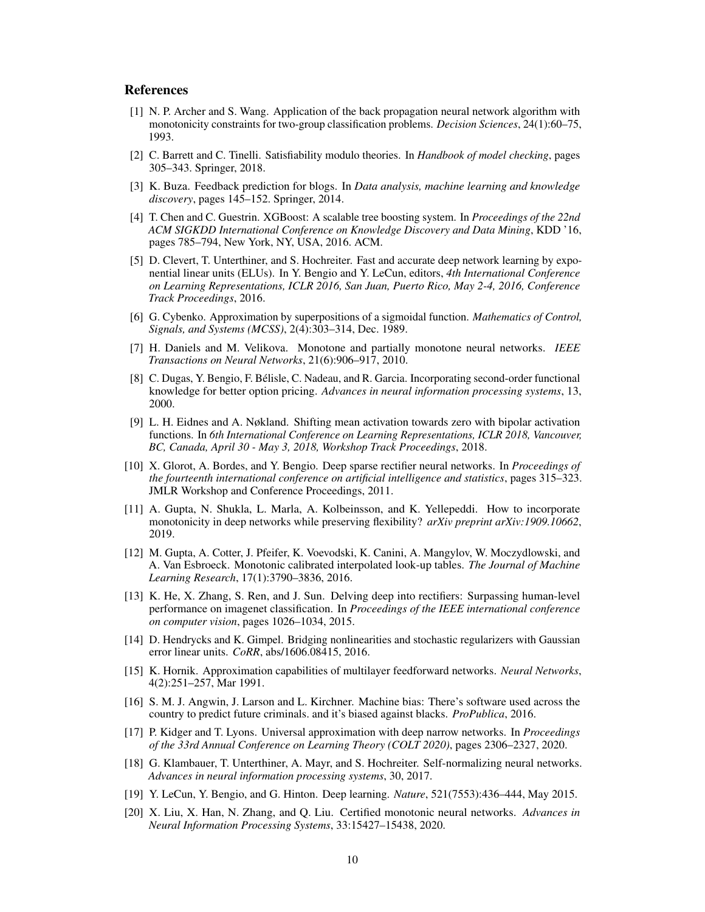## References

[1] N. P. Archer and S. Wang. Application of the back propagation neural network algorithm with monotonicity constraints for two-group classification problems. *Decision Sciences*, 24(1):60–75, 1993.

[2] C. Barrett and C. Tinelli. Satisfiability modulo theories. In *Handbook of model checking*, pages 305–343. Springer, 2018.

[3] K. Buza. Feedback prediction for blogs. In *Data analysis, machine learning and knowledge discovery*, pages 145–152. Springer, 2014.

[4] T. Chen and C. Guestrin. XGBoost: A scalable tree boosting system. In *Proceedings of the 22nd ACM SIGKDD International Conference on Knowledge Discovery and Data Mining*, KDD '16, pages 785–794, New York, NY, USA, 2016. ACM.

[5] D. Clevert, T. Unterthiner, and S. Hochreiter. Fast and accurate deep network learning by exponential linear units (ELUs). In Y. Bengio and Y. LeCun, editors, *4th International Conference on Learning Representations, ICLR 2016, San Juan, Puerto Rico, May 2-4, 2016, Conference Track Proceedings*, 2016.

[6] G. Cybenko. Approximation by superpositions of a sigmoidal function. *Mathematics of Control, Signals, and Systems (MCSS)*, 2(4):303–314, Dec. 1989.

[7] H. Daniels and M. Velikova. Monotone and partially monotone neural networks. *IEEE Transactions on Neural Networks*, 21(6):906–917, 2010.

[8] C. Dugas, Y. Bengio, F. Bélisle, C. Nadeau, and R. Garcia. Incorporating second-order functional knowledge for better option pricing. *Advances in neural information processing systems*, 13, 2000.

[9] L. H. Eidnes and A. Nøkland. Shifting mean activation towards zero with bipolar activation functions. In *6th International Conference on Learning Representations, ICLR 2018, Vancouver, BC, Canada, April 30 - May 3, 2018, Workshop Track Proceedings*, 2018.

[10] X. Glorot, A. Bordes, and Y. Bengio. Deep sparse rectifier neural networks. In *Proceedings of the fourteenth international conference on artificial intelligence and statistics*, pages 315–323. JMLR Workshop and Conference Proceedings, 2011.

[11] A. Gupta, N. Shukla, L. Marla, A. Kolbeinsson, and K. Yellepeddi. How to incorporate monotonicity in deep networks while preserving flexibility? *arXiv preprint arXiv:1909.10662*, 2019.

[12] M. Gupta, A. Cotter, J. Pfeifer, K. Voevodski, K. Canini, A. Mangylov, W. Moczydlowski, and A. Van Esbroeck. Monotonic calibrated interpolated look-up tables. *The Journal of Machine Learning Research*, 17(1):3790–3836, 2016.

[13] K. He, X. Zhang, S. Ren, and J. Sun. Delving deep into rectifiers: Surpassing human-level performance on imagenet classification. In *Proceedings of the IEEE international conference on computer vision*, pages 1026–1034, 2015.

[14] D. Hendrycks and K. Gimpel. Bridging nonlinearities and stochastic regularizers with Gaussian error linear units. *CoRR*, abs/1606.08415, 2016.

[15] K. Hornik. Approximation capabilities of multilayer feedforward networks. *Neural Networks*, 4(2):251–257, Mar 1991.

[16] S. M. J. Angwin, J. Larson and L. Kirchner. Machine bias: There's software used across the country to predict future criminals. and it's biased against blacks. *ProPublica*, 2016.

[17] P. Kidger and T. Lyons. Universal approximation with deep narrow networks. In *Proceedings of the 33rd Annual Conference on Learning Theory (COLT 2020)*, pages 2306–2327, 2020.

[18] G. Klambauer, T. Unterthiner, A. Mayr, and S. Hochreiter. Self-normalizing neural networks. *Advances in neural information processing systems*, 30, 2017.

[19] Y. LeCun, Y. Bengio, and G. Hinton. Deep learning. *Nature*, 521(7553):436–444, May 2015.

[20] X. Liu, X. Han, N. Zhang, and Q. Liu. Certified monotonic neural networks. *Advances in Neural Information Processing Systems*, 33:15427–15438, 2020.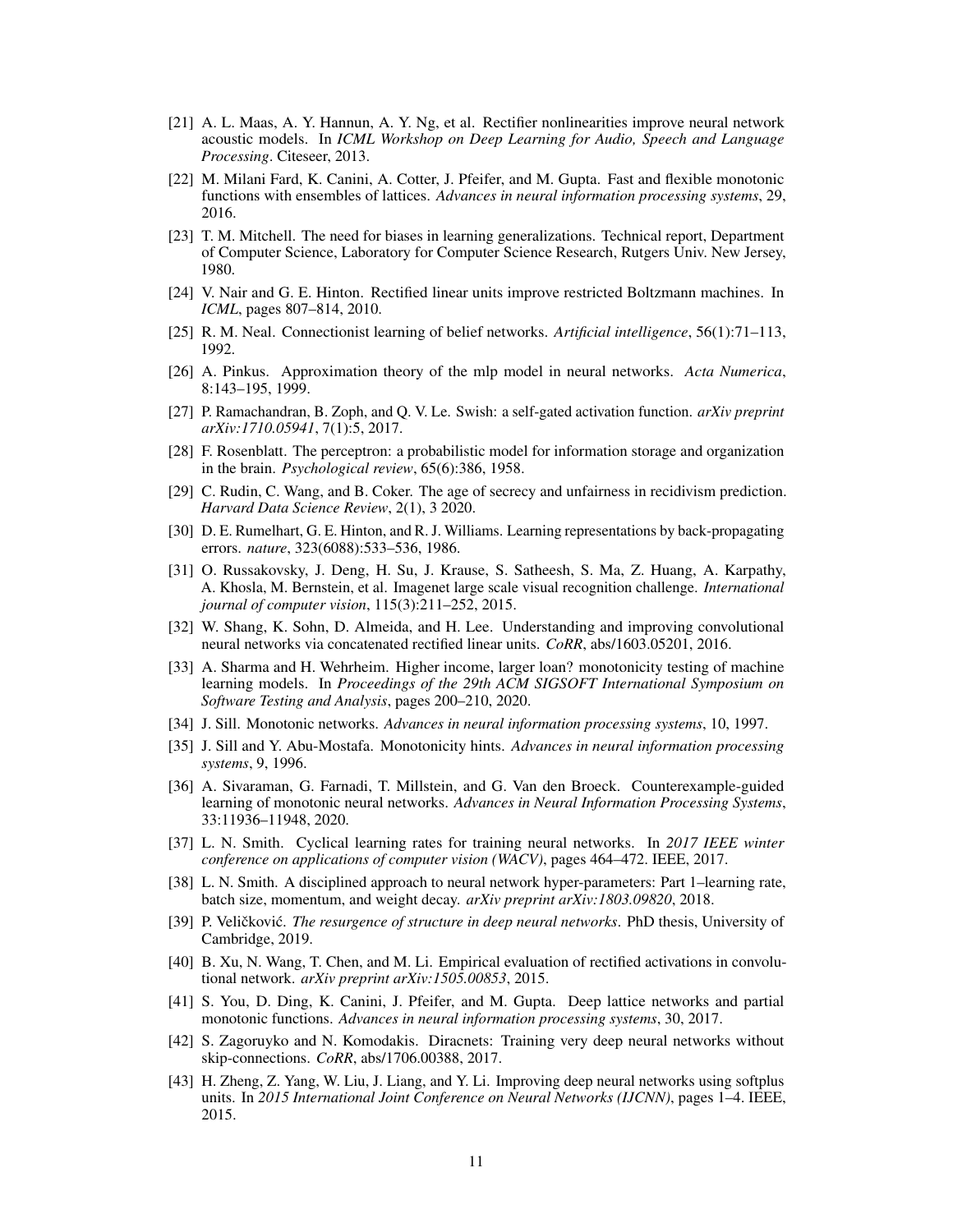[21] A. L. Maas, A. Y. Hannun, A. Y. Ng, et al. Rectifier nonlinearities improve neural network acoustic models. In *ICML Workshop on Deep Learning for Audio, Speech and Language Processing*. Citeseer, 2013.

[22] M. Milani Fard, K. Canini, A. Cotter, J. Pfeifer, and M. Gupta. Fast and flexible monotonic functions with ensembles of lattices. *Advances in neural information processing systems*, 29, 2016.

[23] T. M. Mitchell. The need for biases in learning generalizations. Technical report, Department of Computer Science, Laboratory for Computer Science Research, Rutgers Univ. New Jersey, 1980.

[24] V. Nair and G. E. Hinton. Rectified linear units improve restricted Boltzmann machines. In *ICML*, pages 807–814, 2010.

[25] R. M. Neal. Connectionist learning of belief networks. *Artificial intelligence*, 56(1):71–113, 1992.

[26] A. Pinkus. Approximation theory of the mlp model in neural networks. *Acta Numerica*, 8:143–195, 1999.

[27] P. Ramachandran, B. Zoph, and Q. V. Le. Swish: a self-gated activation function. *arXiv preprint arXiv:1710.05941*, 7(1):5, 2017.

[28] F. Rosenblatt. The perceptron: a probabilistic model for information storage and organization in the brain. *Psychological review*, 65(6):386, 1958.

[29] C. Rudin, C. Wang, and B. Coker. The age of secrecy and unfairness in recidivism prediction. *Harvard Data Science Review*, 2(1), 3 2020.

[30] D. E. Rumelhart, G. E. Hinton, and R. J. Williams. Learning representations by back-propagating errors. *nature*, 323(6088):533–536, 1986.

[31] O. Russakovsky, J. Deng, H. Su, J. Krause, S. Satheesh, S. Ma, Z. Huang, A. Karpathy, A. Khosla, M. Bernstein, et al. Imagenet large scale visual recognition challenge. *International journal of computer vision*, 115(3):211–252, 2015.

[32] W. Shang, K. Sohn, D. Almeida, and H. Lee. Understanding and improving convolutional neural networks via concatenated rectified linear units. *CoRR*, abs/1603.05201, 2016.

[33] A. Sharma and H. Wehrheim. Higher income, larger loan? monotonicity testing of machine learning models. In *Proceedings of the 29th ACM SIGSOFT International Symposium on Software Testing and Analysis*, pages 200–210, 2020.

[34] J. Sill. Monotonic networks. *Advances in neural information processing systems*, 10, 1997.

[35] J. Sill and Y. Abu-Mostafa. Monotonicity hints. *Advances in neural information processing systems*, 9, 1996.

[36] A. Sivaraman, G. Farnadi, T. Millstein, and G. Van den Broeck. Counterexample-guided learning of monotonic neural networks. *Advances in Neural Information Processing Systems*, 33:11936–11948, 2020.

[37] L. N. Smith. Cyclical learning rates for training neural networks. In *2017 IEEE winter conference on applications of computer vision (WACV)*, pages 464–472. IEEE, 2017.

[38] L. N. Smith. A disciplined approach to neural network hyper-parameters: Part 1–learning rate, batch size, momentum, and weight decay. *arXiv preprint arXiv:1803.09820*, 2018.

[39] P. Veličković. *The resurgence of structure in deep neural networks*. PhD thesis, University of Cambridge, 2019.

[40] B. Xu, N. Wang, T. Chen, and M. Li. Empirical evaluation of rectified activations in convolutional network. *arXiv preprint arXiv:1505.00853*, 2015.

[41] S. You, D. Ding, K. Canini, J. Pfeifer, and M. Gupta. Deep lattice networks and partial monotonic functions. *Advances in neural information processing systems*, 30, 2017.

[42] S. Zagoruyko and N. Komodakis. Diracnets: Training very deep neural networks without skip-connections. *CoRR*, abs/1706.00388, 2017.

[43] H. Zheng, Z. Yang, W. Liu, J. Liang, and Y. Li. Improving deep neural networks using softplus units. In *2015 International Joint Conference on Neural Networks (IJCNN)*, pages 1–4. IEEE, 2015.